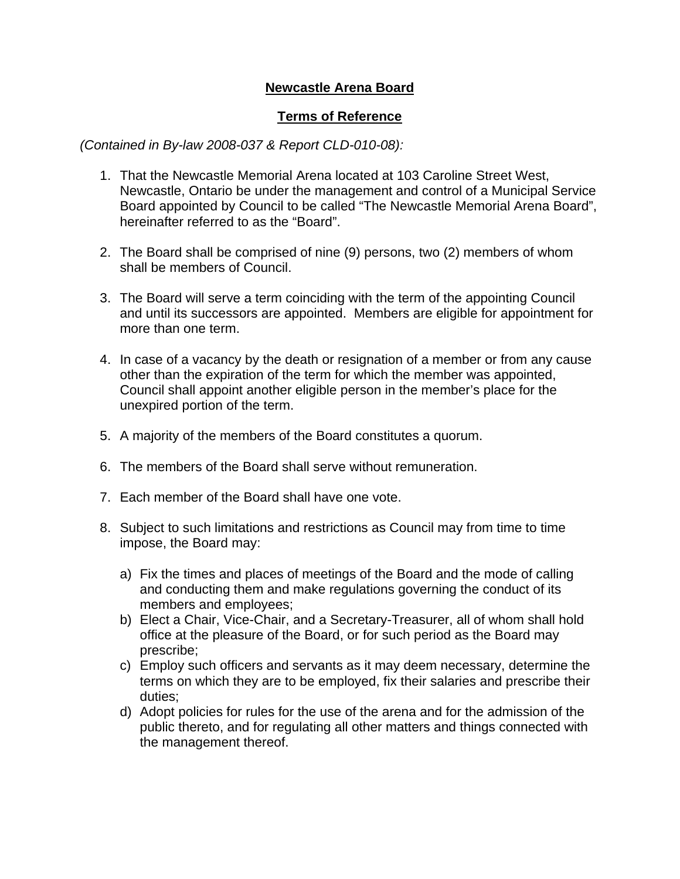# Newcastle Arena Board

## Terms of Reference

*(Contained in By-law 2008-037 & Report CLD-010-08):*

1. That the Newcastle Memorial Arena located at 103 Caroline Street West, Newcastle, Ontario be under the management and control of a Municipal Service Board appointed by Council to be called "The Newcastle Memorial Arena Board", hereinafter referred to as the "Board".

2. The Board shall be comprised of nine (9) persons, two (2) members of whom shall be members of Council.

3. The Board will serve a term coinciding with the term of the appointing Council and until its successors are appointed. Members are eligible for appointment for more than one term.

4. In case of a vacancy by the death or resignation of a member or from any cause other than the expiration of the term for which the member was appointed, Council shall appoint another eligible person in the member's place for the unexpired portion of the term.

5. A majority of the members of the Board constitutes a quorum.

6. The members of the Board shall serve without remuneration.

7. Each member of the Board shall have one vote.

8. Subject to such limitations and restrictions as Council may from time to time impose, the Board may:

   a) Fix the times and places of meetings of the Board and the mode of calling and conducting them and make regulations governing the conduct of its members and employees;
   b) Elect a Chair, Vice-Chair, and a Secretary-Treasurer, all of whom shall hold office at the pleasure of the Board, or for such period as the Board may prescribe;
   c) Employ such officers and servants as it may deem necessary, determine the terms on which they are to be employed, fix their salaries and prescribe their duties;
   d) Adopt policies for rules for the use of the arena and for the admission of the public thereto, and for regulating all other matters and things connected with the management thereof.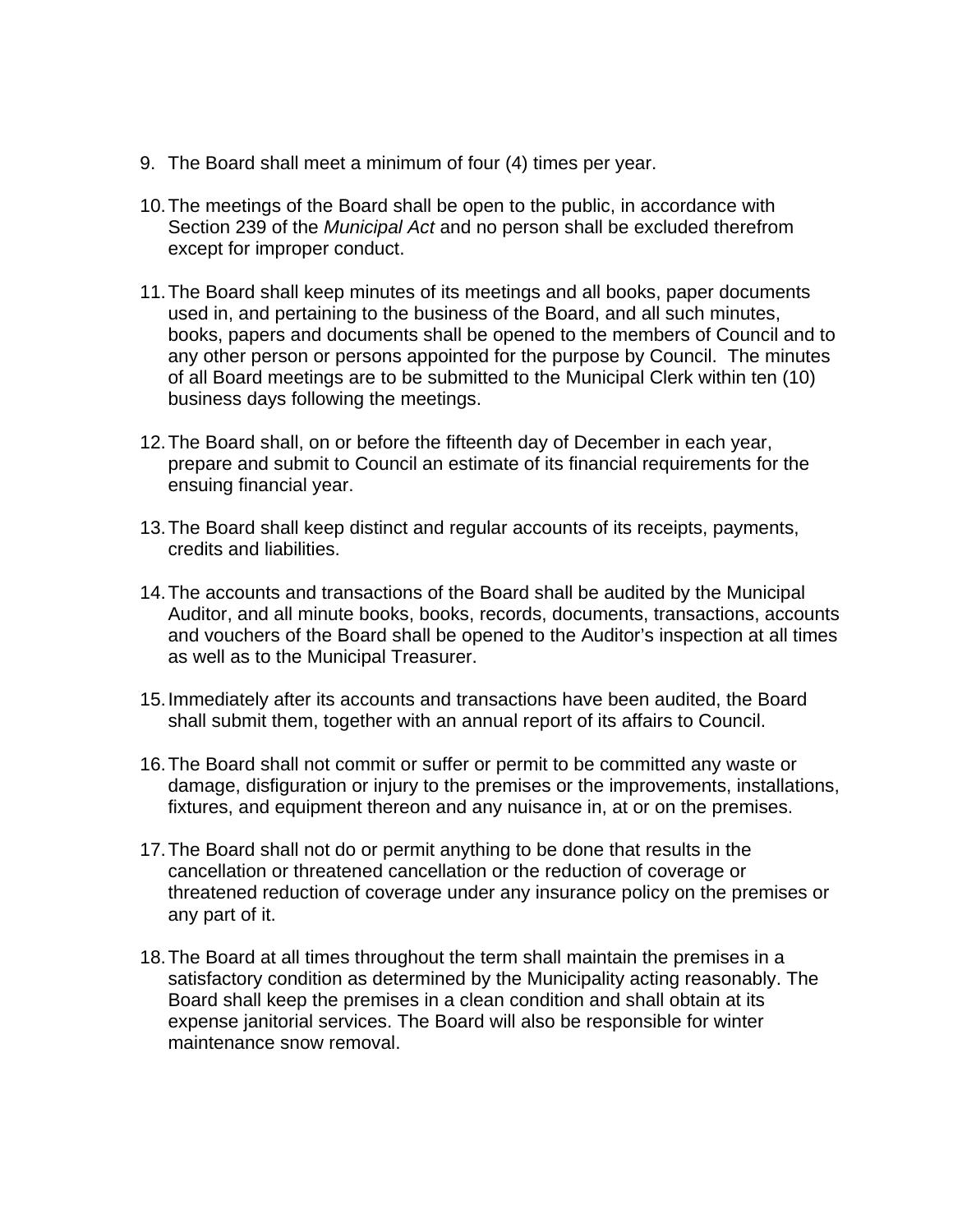9. The Board shall meet a minimum of four (4) times per year.

10. The meetings of the Board shall be open to the public, in accordance with Section 239 of the *Municipal Act* and no person shall be excluded therefrom except for improper conduct.

11. The Board shall keep minutes of its meetings and all books, paper documents used in, and pertaining to the business of the Board, and all such minutes, books, papers and documents shall be opened to the members of Council and to any other person or persons appointed for the purpose by Council. The minutes of all Board meetings are to be submitted to the Municipal Clerk within ten (10) business days following the meetings.

12. The Board shall, on or before the fifteenth day of December in each year, prepare and submit to Council an estimate of its financial requirements for the ensuing financial year.

13. The Board shall keep distinct and regular accounts of its receipts, payments, credits and liabilities.

14. The accounts and transactions of the Board shall be audited by the Municipal Auditor, and all minute books, books, records, documents, transactions, accounts and vouchers of the Board shall be opened to the Auditor's inspection at all times as well as to the Municipal Treasurer.

15. Immediately after its accounts and transactions have been audited, the Board shall submit them, together with an annual report of its affairs to Council.

16. The Board shall not commit or suffer or permit to be committed any waste or damage, disfiguration or injury to the premises or the improvements, installations, fixtures, and equipment thereon and any nuisance in, at or on the premises.

17. The Board shall not do or permit anything to be done that results in the cancellation or threatened cancellation or the reduction of coverage or threatened reduction of coverage under any insurance policy on the premises or any part of it.

18. The Board at all times throughout the term shall maintain the premises in a satisfactory condition as determined by the Municipality acting reasonably. The Board shall keep the premises in a clean condition and shall obtain at its expense janitorial services. The Board will also be responsible for winter maintenance snow removal.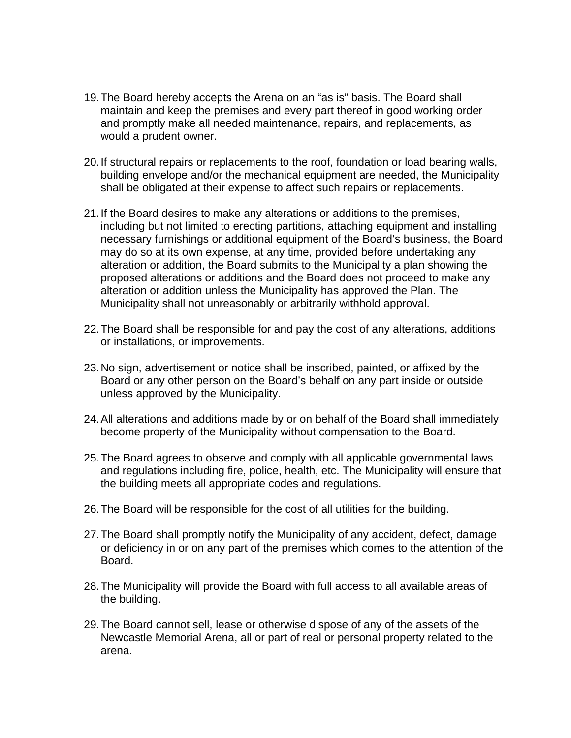19. The Board hereby accepts the Arena on an “as is” basis. The Board shall maintain and keep the premises and every part thereof in good working order and promptly make all needed maintenance, repairs, and replacements, as would a prudent owner.

20. If structural repairs or replacements to the roof, foundation or load bearing walls, building envelope and/or the mechanical equipment are needed, the Municipality shall be obligated at their expense to affect such repairs or replacements.

21. If the Board desires to make any alterations or additions to the premises, including but not limited to erecting partitions, attaching equipment and installing necessary furnishings or additional equipment of the Board’s business, the Board may do so at its own expense, at any time, provided before undertaking any alteration or addition, the Board submits to the Municipality a plan showing the proposed alterations or additions and the Board does not proceed to make any alteration or addition unless the Municipality has approved the Plan. The Municipality shall not unreasonably or arbitrarily withhold approval.

22. The Board shall be responsible for and pay the cost of any alterations, additions or installations, or improvements.

23. No sign, advertisement or notice shall be inscribed, painted, or affixed by the Board or any other person on the Board’s behalf on any part inside or outside unless approved by the Municipality.

24. All alterations and additions made by or on behalf of the Board shall immediately become property of the Municipality without compensation to the Board.

25. The Board agrees to observe and comply with all applicable governmental laws and regulations including fire, police, health, etc. The Municipality will ensure that the building meets all appropriate codes and regulations.

26. The Board will be responsible for the cost of all utilities for the building.

27. The Board shall promptly notify the Municipality of any accident, defect, damage or deficiency in or on any part of the premises which comes to the attention of the Board.

28. The Municipality will provide the Board with full access to all available areas of the building.

29. The Board cannot sell, lease or otherwise dispose of any of the assets of the Newcastle Memorial Arena, all or part of real or personal property related to the arena.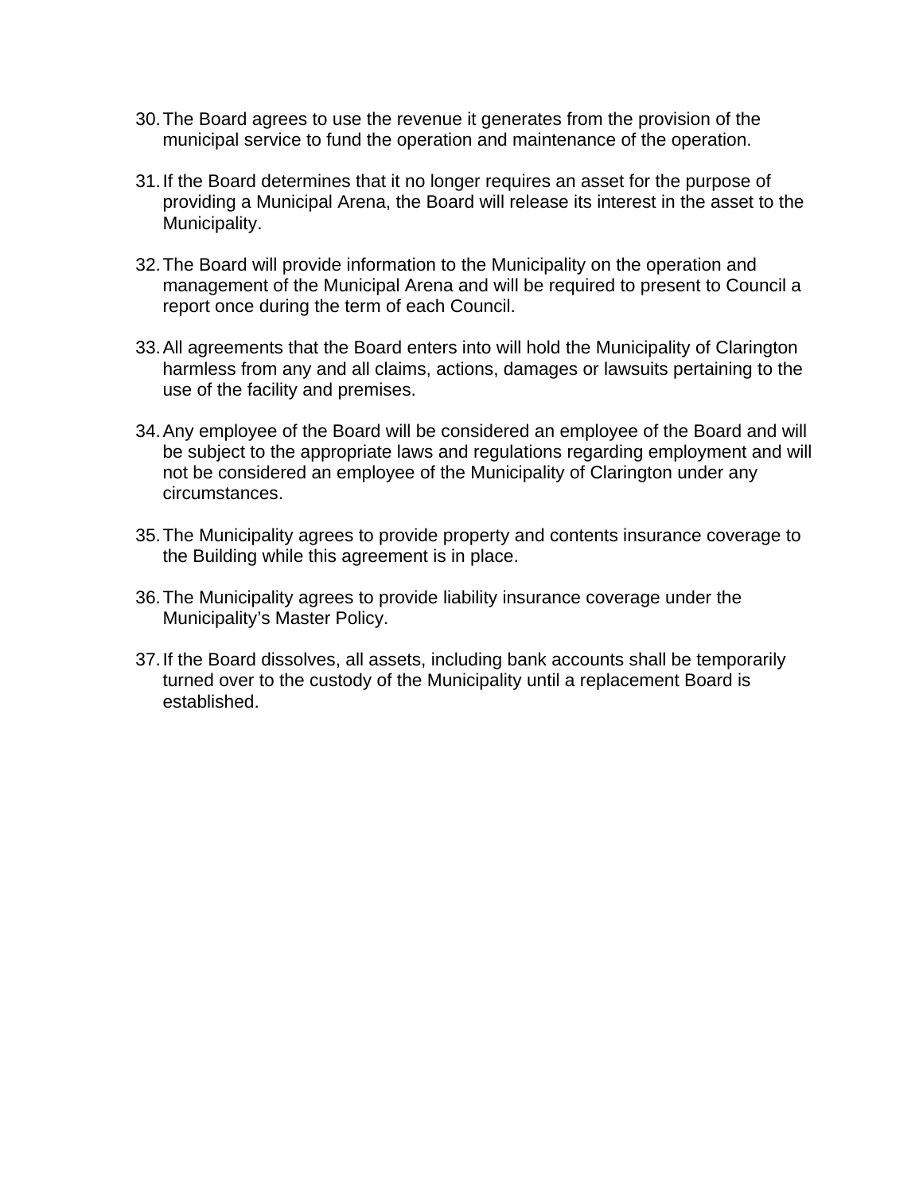30. The Board agrees to use the revenue it generates from the provision of the municipal service to fund the operation and maintenance of the operation.

31. If the Board determines that it no longer requires an asset for the purpose of providing a Municipal Arena, the Board will release its interest in the asset to the Municipality.

32. The Board will provide information to the Municipality on the operation and management of the Municipal Arena and will be required to present to Council a report once during the term of each Council.

33. All agreements that the Board enters into will hold the Municipality of Clarington harmless from any and all claims, actions, damages or lawsuits pertaining to the use of the facility and premises.

34. Any employee of the Board will be considered an employee of the Board and will be subject to the appropriate laws and regulations regarding employment and will not be considered an employee of the Municipality of Clarington under any circumstances.

35. The Municipality agrees to provide property and contents insurance coverage to the Building while this agreement is in place.

36. The Municipality agrees to provide liability insurance coverage under the Municipality's Master Policy.

37. If the Board dissolves, all assets, including bank accounts shall be temporarily turned over to the custody of the Municipality until a replacement Board is established.